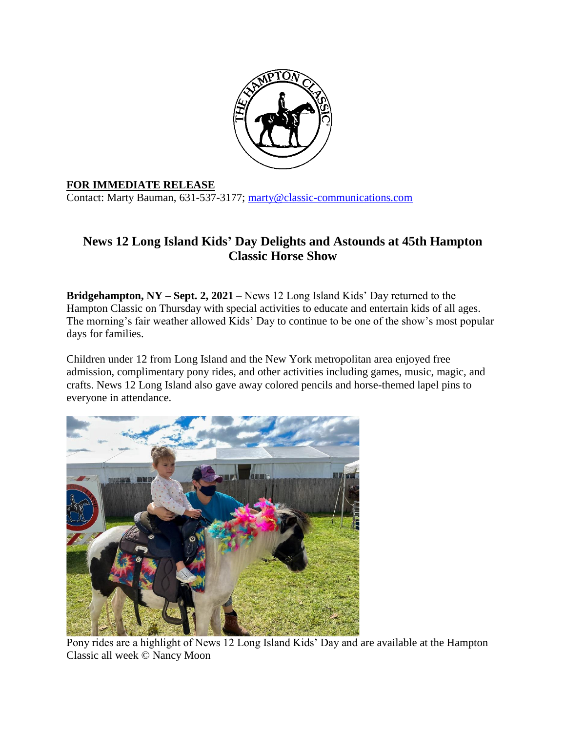**FOR IMMEDIATE RELEASE**
Contact: Marty Bauman, 631-537-3177; marty@classic-communications.com

# News 12 Long Island Kids' Day Delights and Astounds at 45th Hampton Classic Horse Show

**Bridgehampton, NY – Sept. 2, 2021** – News 12 Long Island Kids' Day returned to the Hampton Classic on Thursday with special activities to educate and entertain kids of all ages. The morning's fair weather allowed Kids' Day to continue to be one of the show's most popular days for families.

Children under 12 from Long Island and the New York metropolitan area enjoyed free admission, complimentary pony rides, and other activities including games, music, magic, and crafts. News 12 Long Island also gave away colored pencils and horse-themed lapel pins to everyone in attendance.

Pony rides are a highlight of News 12 Long Island Kids' Day and are available at the Hampton Classic all week © Nancy Moon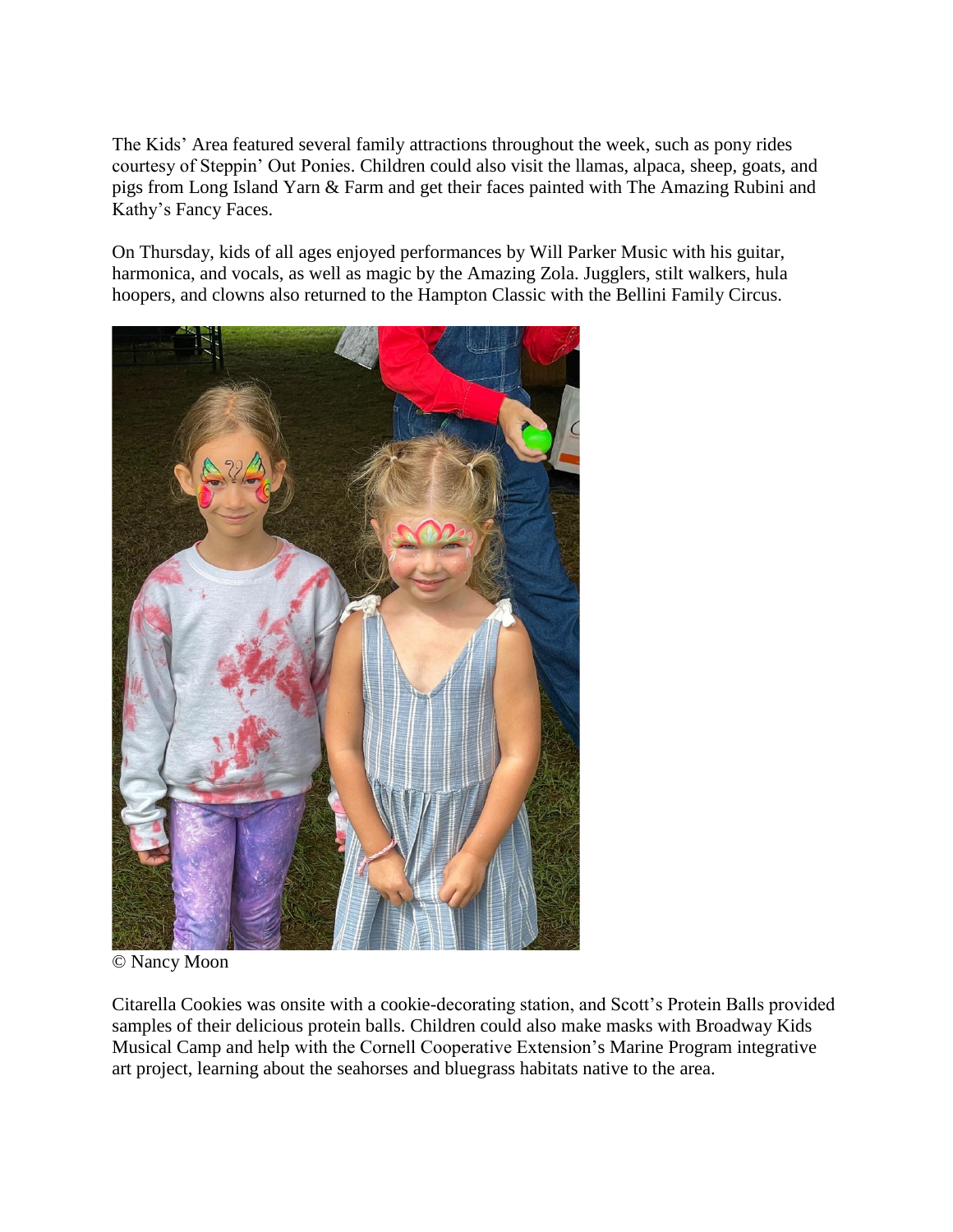The Kids' Area featured several family attractions throughout the week, such as pony rides courtesy of Steppin' Out Ponies. Children could also visit the llamas, alpaca, sheep, goats, and pigs from Long Island Yarn & Farm and get their faces painted with The Amazing Rubini and Kathy's Fancy Faces.

On Thursday, kids of all ages enjoyed performances by Will Parker Music with his guitar, harmonica, and vocals, as well as magic by the Amazing Zola. Jugglers, stilt walkers, hula hoopers, and clowns also returned to the Hampton Classic with the Bellini Family Circus.

© Nancy Moon

Citarella Cookies was onsite with a cookie-decorating station, and Scott's Protein Balls provided samples of their delicious protein balls. Children could also make masks with Broadway Kids Musical Camp and help with the Cornell Cooperative Extension's Marine Program integrative art project, learning about the seahorses and bluegrass habitats native to the area.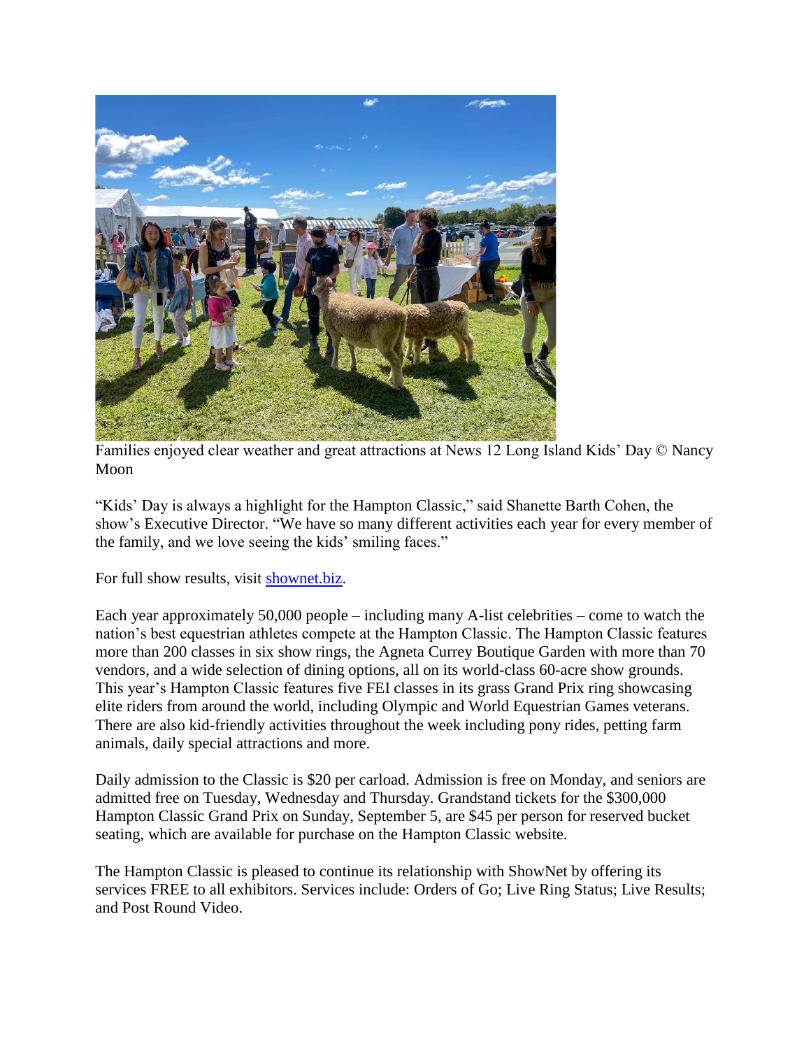Families enjoyed clear weather and great attractions at News 12 Long Island Kids' Day © Nancy Moon

"Kids' Day is always a highlight for the Hampton Classic," said Shanette Barth Cohen, the show's Executive Director. "We have so many different activities each year for every member of the family, and we love seeing the kids' smiling faces."

For full show results, visit [shownet.biz](shownet.biz).

Each year approximately 50,000 people – including many A-list celebrities – come to watch the nation's best equestrian athletes compete at the Hampton Classic. The Hampton Classic features more than 200 classes in six show rings, the Agneta Currey Boutique Garden with more than 70 vendors, and a wide selection of dining options, all on its world-class 60-acre show grounds. This year's Hampton Classic features five FEI classes in its grass Grand Prix ring showcasing elite riders from around the world, including Olympic and World Equestrian Games veterans. There are also kid-friendly activities throughout the week including pony rides, petting farm animals, daily special attractions and more.

Daily admission to the Classic is $20 per carload. Admission is free on Monday, and seniors are admitted free on Tuesday, Wednesday and Thursday. Grandstand tickets for the $300,000 Hampton Classic Grand Prix on Sunday, September 5, are $45 per person for reserved bucket seating, which are available for purchase on the Hampton Classic website.

The Hampton Classic is pleased to continue its relationship with ShowNet by offering its services FREE to all exhibitors. Services include: Orders of Go; Live Ring Status; Live Results; and Post Round Video.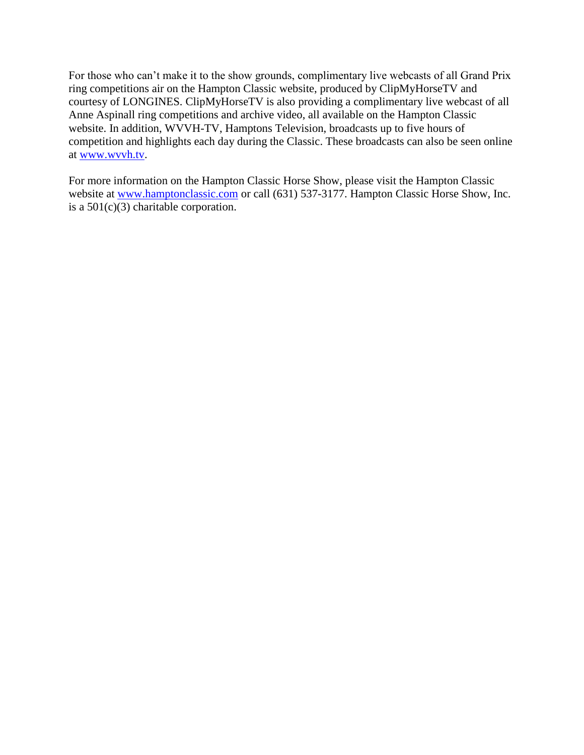For those who can't make it to the show grounds, complimentary live webcasts of all Grand Prix ring competitions air on the Hampton Classic website, produced by ClipMyHorseTV and courtesy of LONGINES. ClipMyHorseTV is also providing a complimentary live webcast of all Anne Aspinall ring competitions and archive video, all available on the Hampton Classic website. In addition, WVVH-TV, Hamptons Television, broadcasts up to five hours of competition and highlights each day during the Classic. These broadcasts can also be seen online at [www.wvvh.tv](http://www.wvvh.tv).

For more information on the Hampton Classic Horse Show, please visit the Hampton Classic website at [www.hamptonclassic.com](http://www.hamptonclassic.com) or call (631) 537-3177. Hampton Classic Horse Show, Inc. is a 501(c)(3) charitable corporation.